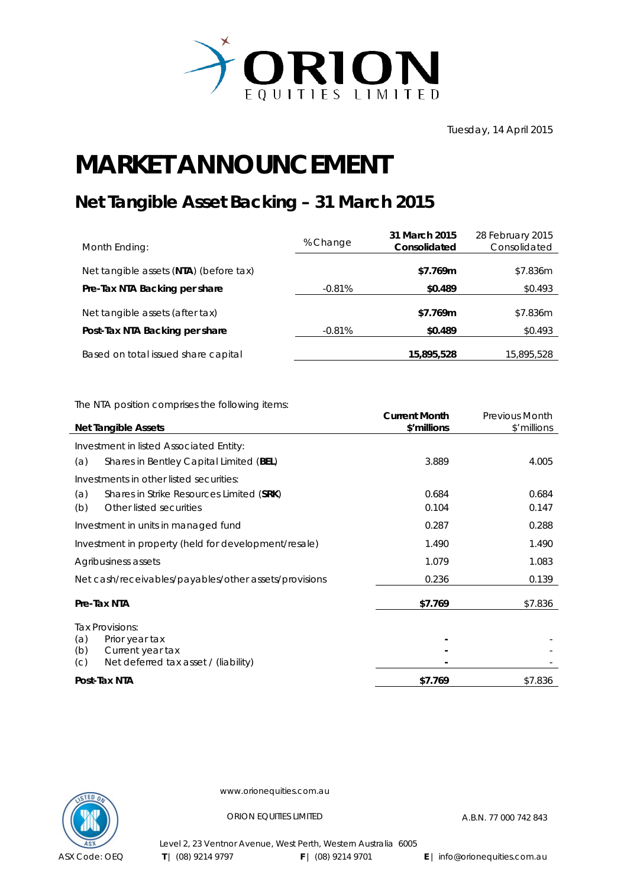ORION EQUITIES LIMITED

Tuesday, 14 April 2015

# MARKET ANNOUNCEMENT

## Net Tangible Asset Backing – 31 March 2015

| Month Ending: | % Change | **31 March 2015 Consolidated** | 28 February 2015 Consolidated |
|---|---|---|---|
| Net tangible assets (**NTA**) (before tax) | | **$7.769m** | $7.836m |
| **Pre-Tax NTA Backing per share** | -0.81% | **$0.489** | $0.493 |
| Net tangible assets (after tax) | | **$7.769m** | $7.836m |
| **Post-Tax NTA Backing per share** | -0.81% | **$0.489** | $0.493 |
| Based on total issued share capital | | **15,895,528** | 15,895,528 |

The NTA position comprises the following items:

| **Net Tangible Assets** | **Current Month $'millions** | Previous Month $'millions |
|---|---|---|
| Investment in listed Associated Entity: | | |
| (a) Shares in Bentley Capital Limited (**BEL**) | 3.889 | 4.005 |
| Investments in other listed securities: | | |
| (a) Shares in Strike Resources Limited (**SRK**) | 0.684 | 0.684 |
| (b) Other listed securities | 0.104 | 0.147 |
| Investment in units in managed fund | 0.287 | 0.288 |
| Investment in property (held for development/resale) | 1.490 | 1.490 |
| Agribusiness assets | 1.079 | 1.083 |
| Net cash/receivables/payables/other assets/provisions | 0.236 | 0.139 |
| **Pre-Tax NTA** | **$7.769** | $7.836 |
| Tax Provisions: | | |
| (a) Prior year tax | - | - |
| (b) Current year tax | - | - |
| (c) Net deferred tax asset / (liability) | - | - |
| **Post-Tax NTA** | **$7.769** | $7.836 |

www.orionequities.com.au

ORION EQUITIES LIMITED A.B.N. 77 000 742 843

Level 2, 23 Ventnor Avenue, West Perth, Western Australia 6005

ASX Code: OEQ **T** | (08) 9214 9797 **F** | (08) 9214 9701 **E** | info@orionequities.com.au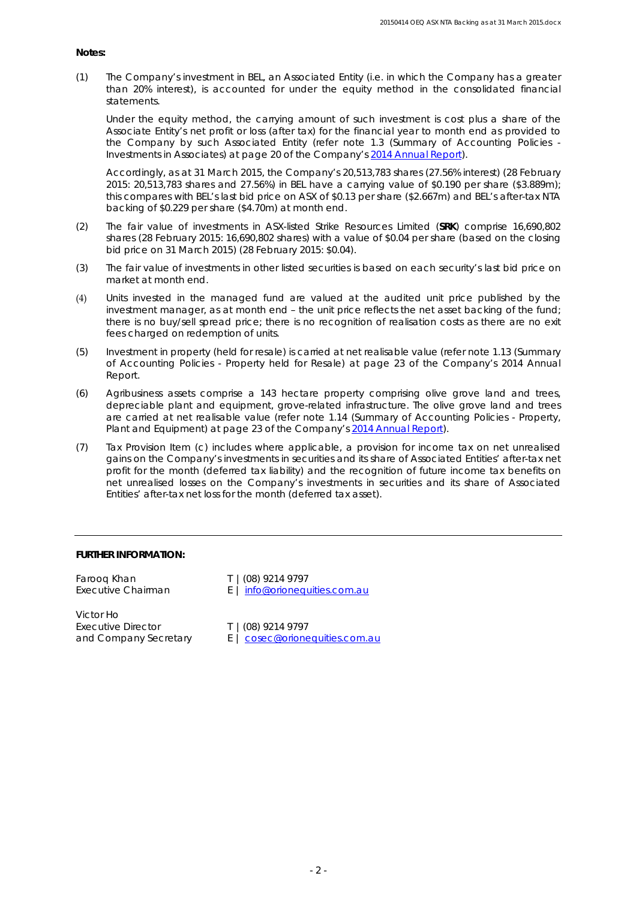**Notes:**

(1) The Company's investment in BEL, an Associated Entity (i.e. in which the Company has a greater than 20% interest), is accounted for under the equity method in the consolidated financial statements.

Under the equity method, the carrying amount of such investment is cost plus a share of the Associate Entity's net profit or loss (after tax) for the financial year to month end as provided to the Company by such Associated Entity (refer note 1.3 (Summary of Accounting Policies - Investments in Associates) at page 20 of the Company's [2014 Annual Report](2014 Annual Report)).

Accordingly, as at 31 March 2015, the Company's 20,513,783 shares (27.56% interest) (28 February 2015: 20,513,783 shares and 27.56%) in BEL have a carrying value of $0.190 per share ($3.889m); this compares with BEL's last bid price on ASX of $0.13 per share ($2.667m) and BEL's after-tax NTA backing of $0.229 per share ($4.70m) at month end.

(2) The fair value of investments in ASX-listed Strike Resources Limited (**SRK**) comprise 16,690,802 shares (28 February 2015: 16,690,802 shares) with a value of $0.04 per share (based on the closing bid price on 31 March 2015) (28 February 2015: $0.04).

(3) The fair value of investments in other listed securities is based on each security's last bid price on market at month end.

(4) Units invested in the managed fund are valued at the audited unit price published by the investment manager, as at month end – the unit price reflects the net asset backing of the fund; there is no buy/sell spread price; there is no recognition of realisation costs as there are no exit fees charged on redemption of units.

(5) Investment in property (held for resale) is carried at net realisable value (refer note 1.13 (Summary of Accounting Policies - Property held for Resale) at page 23 of the Company's 2014 Annual Report.

(6) Agribusiness assets comprise a 143 hectare property comprising olive grove land and trees, depreciable plant and equipment, grove-related infrastructure. The olive grove land and trees are carried at net realisable value (refer note 1.14 (Summary of Accounting Policies - Property, Plant and Equipment) at page 23 of the Company's [2014 Annual Report](2014 Annual Report)).

(7) Tax Provision Item (c) includes where applicable, a provision for income tax on net unrealised gains on the Company's investments in securities and its share of Associated Entities' after-tax net profit for the month (deferred tax liability) and the recognition of future income tax benefits on net unrealised losses on the Company's investments in securities and its share of Associated Entities' after-tax net loss for the month (deferred tax asset).

---

**FURTHER INFORMATION:**

| | |
|---|---|
| Farooq Khan<br>Executive Chairman | T \| (08) 9214 9797<br>E \| info@orionequities.com.au |
| Victor Ho<br>Executive Director<br>and Company Secretary | T \| (08) 9214 9797<br>E \| cosec@orionequities.com.au |